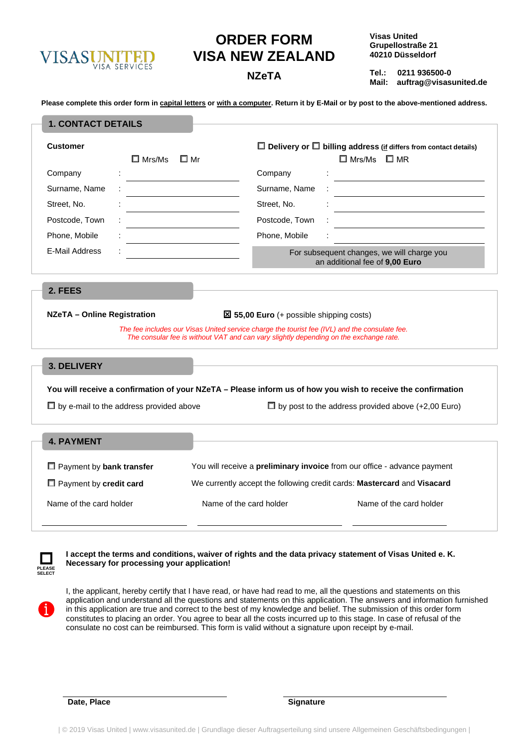VISASUNITED VISA SERVICES

# ORDER FORM VISA NEW ZEALAND

## NZeTA

**Visas United**
**Grupellostraße 21**
**40210 Düsseldorf**

**Tel.: 0211 936500-0**
**Mail: auftrag@visasunited.de**

**Please complete this order form in capital letters or with a computer. Return it by E-Mail or by post to the above-mentioned address.**

## 1. CONTACT DETAILS

**Customer**

☐ Mrs/Ms ☐ Mr

Company :

Surname, Name :

Street, No. :

Postcode, Town :

Phone, Mobile :

E-Mail Address :

☐ **Delivery or** ☐ **billing address** (if differs from contact details)

☐ Mrs/Ms ☐ MR

Company :

Surname, Name :

Street, No. :

Postcode, Town :

Phone, Mobile :

For subsequent changes, we will charge you an additional fee of **9,00 Euro**

## 2. FEES

**NZeTA – Online Registration** ☒ **55,00 Euro** (+ possible shipping costs)

*The fee includes our Visas United service charge the tourist fee (IVL) and the consulate fee. The consular fee is without VAT and can vary slightly depending on the exchange rate.*

## 3. DELIVERY

**You will receive a confirmation of your NZeTA – Please inform us of how you wish to receive the confirmation**

☐ by e-mail to the address provided above

☐ by post to the address provided above (+2,00 Euro)

## 4. PAYMENT

☐ Payment by **bank transfer** — You will receive a **preliminary invoice** from our office - advance payment

☐ Payment by **credit card** — We currently accept the following credit cards: **Mastercard** and **Visacard**

Name of the card holder | Name of the card holder | Name of the card holder

☐ PLEASE SELECT **I accept the terms and conditions, waiver of rights and the data privacy statement of Visas United e. K. Necessary for processing your application!**

I, the applicant, hereby certify that I have read, or have had read to me, all the questions and statements on this application and understand all the questions and statements on this application. The answers and information furnished in this application are true and correct to the best of my knowledge and belief. The submission of this order form constitutes to placing an order. You agree to bear all the costs incurred up to this stage. In case of refusal of the consulate no cost can be reimbursed. This form is valid without a signature upon receipt by e-mail.

**Date, Place** **Signature**

| © 2019 Visas United | www.visasunited.de | Grundlage dieser Auftragserteilung sind unsere Allgemeinen Geschäftsbedingungen |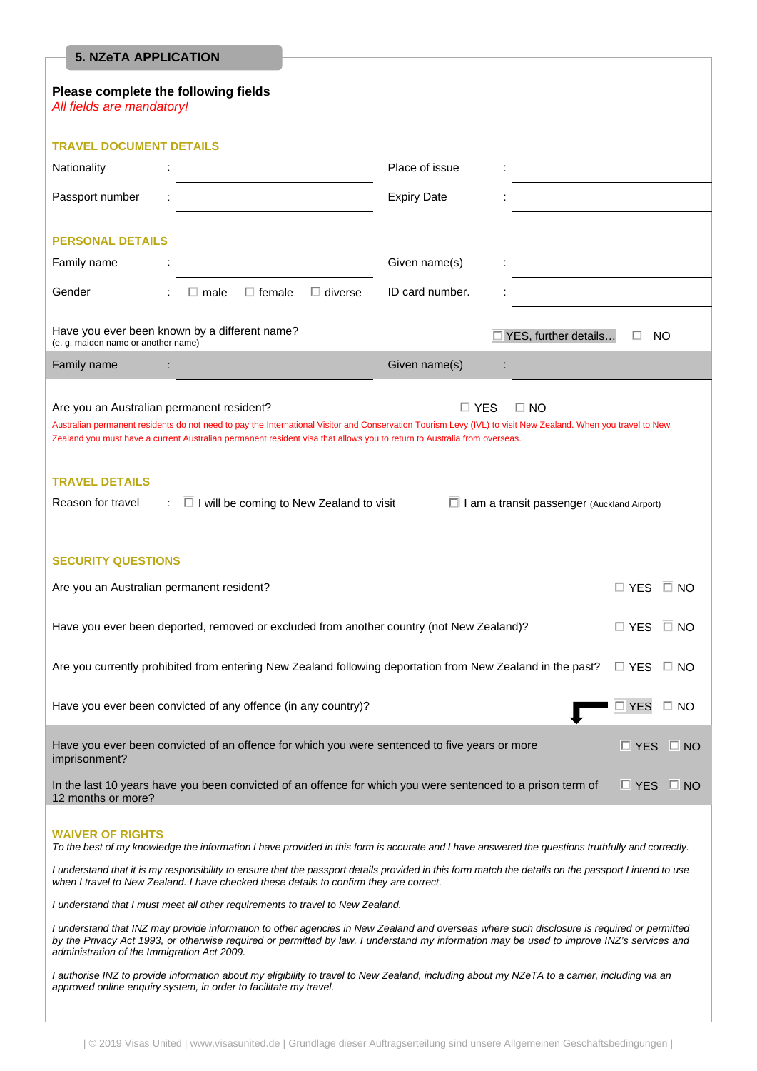## 5. NZeTA APPLICATION

**Please complete the following fields**
*All fields are mandatory!*

### TRAVEL DOCUMENT DETAILS

| | | | |
|---|---|---|---|
| Nationality | : | Place of issue | : |
| Passport number | : | Expiry Date | : |

### PERSONAL DETAILS

| | | | |
|---|---|---|---|
| Family name | : | Given name(s) | : |
| Gender | : ☐ male ☐ female ☐ diverse | ID card number. | : |

Have you ever been known by a different name? ☐ YES, further details… ☐ NO
(e. g. maiden name or another name)

| | | | |
|---|---|---|---|
| Family name | : | Given name(s) | : |

Are you an Australian permanent resident? ☐ YES ☐ NO

Australian permanent residents do not need to pay the International Visitor and Conservation Tourism Levy (IVL) to visit New Zealand. When you travel to New Zealand you must have a current Australian permanent resident visa that allows you to return to Australia from overseas.

### TRAVEL DETAILS

Reason for travel : ☐ I will be coming to New Zealand to visit ☐ I am a transit passenger (Auckland Airport)

### SECURITY QUESTIONS

| | | |
|---|---|---|
| Are you an Australian permanent resident? | ☐ YES | ☐ NO |
| Have you ever been deported, removed or excluded from another country (not New Zealand)? | ☐ YES | ☐ NO |
| Are you currently prohibited from entering New Zealand following deportation from New Zealand in the past? | ☐ YES | ☐ NO |
| Have you ever been convicted of any offence (in any country)? | ☐ YES | ☐ NO |
| Have you ever been convicted of an offence for which you were sentenced to five years or more imprisonment? | ☐ YES | ☐ NO |
| In the last 10 years have you been convicted of an offence for which you were sentenced to a prison term of 12 months or more? | ☐ YES | ☐ NO |

### WAIVER OF RIGHTS

*To the best of my knowledge the information I have provided in this form is accurate and I have answered the questions truthfully and correctly.*

*I understand that it is my responsibility to ensure that the passport details provided in this form match the details on the passport I intend to use when I travel to New Zealand. I have checked these details to confirm they are correct.*

*I understand that I must meet all other requirements to travel to New Zealand.*

*I understand that INZ may provide information to other agencies in New Zealand and overseas where such disclosure is required or permitted by the Privacy Act 1993, or otherwise required or permitted by law. I understand my information may be used to improve INZ's services and administration of the Immigration Act 2009.*

*I authorise INZ to provide information about my eligibility to travel to New Zealand, including about my NZeTA to a carrier, including via an approved online enquiry system, in order to facilitate my travel.*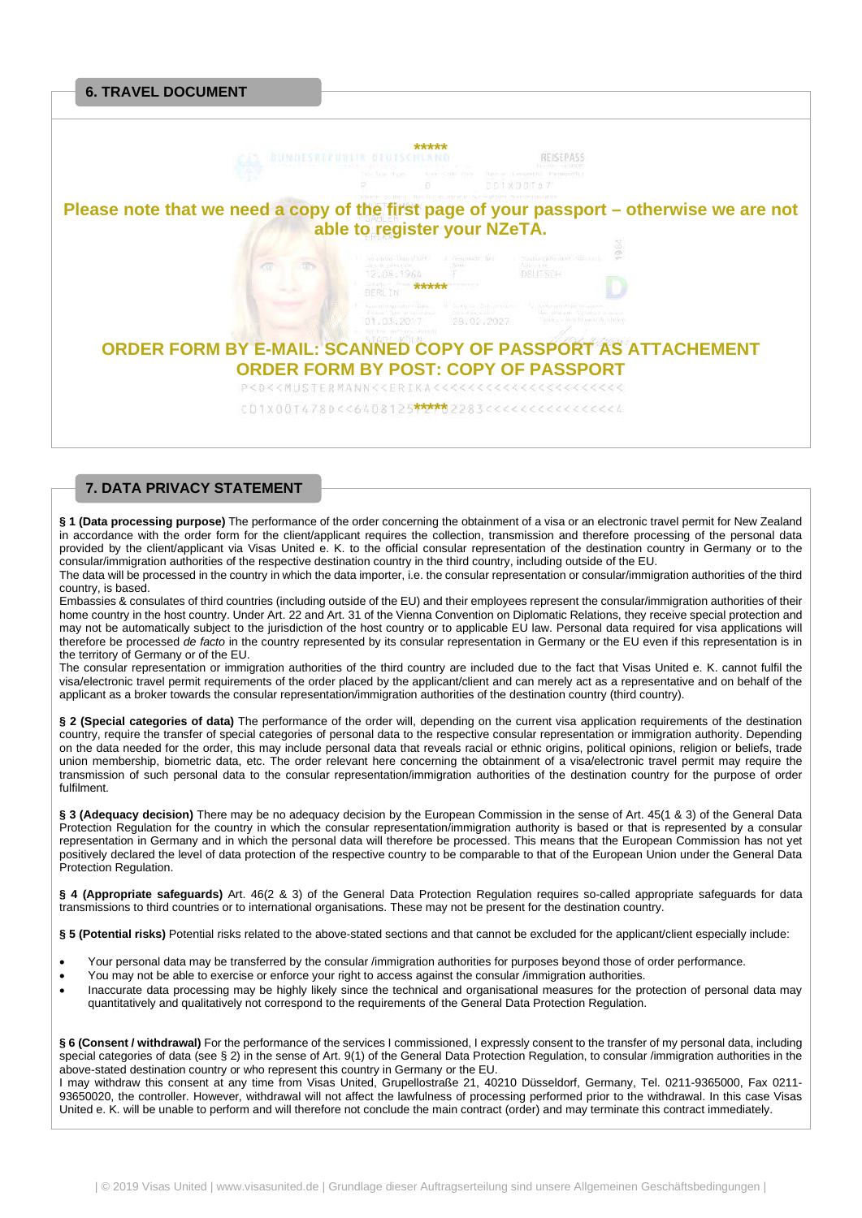## 6. TRAVEL DOCUMENT

**Please note that we need a copy of the first page of your passport – otherwise we are not able to register your NZeTA.**

**ORDER FORM BY E-MAIL: SCANNED COPY OF PASSPORT AS ATTACHEMENT**
**ORDER FORM BY POST: COPY OF PASSPORT**

## 7. DATA PRIVACY STATEMENT

**§ 1 (Data processing purpose)** The performance of the order concerning the obtainment of a visa or an electronic travel permit for New Zealand in accordance with the order form for the client/applicant requires the collection, transmission and therefore processing of the personal data provided by the client/applicant via Visas United e. K. to the official consular representation of the destination country in Germany or to the consular/immigration authorities of the respective destination country in the third country, including outside of the EU.
The data will be processed in the country in which the data importer, i.e. the consular representation or consular/immigration authorities of the third country, is based.
Embassies & consulates of third countries (including outside of the EU) and their employees represent the consular/immigration authorities of their home country in the host country. Under Art. 22 and Art. 31 of the Vienna Convention on Diplomatic Relations, they receive special protection and may not be automatically subject to the jurisdiction of the host country or to applicable EU law. Personal data required for visa applications will therefore be processed *de facto* in the country represented by its consular representation in Germany or the EU even if this representation is in the territory of Germany or of the EU.
The consular representation or immigration authorities of the third country are included due to the fact that Visas United e. K. cannot fulfil the visa/electronic travel permit requirements of the order placed by the applicant/client and can merely act as a representative and on behalf of the applicant as a broker towards the consular representation/immigration authorities of the destination country (third country).

**§ 2 (Special categories of data)** The performance of the order will, depending on the current visa application requirements of the destination country, require the transfer of special categories of personal data to the respective consular representation or immigration authority. Depending on the data needed for the order, this may include personal data that reveals racial or ethnic origins, political opinions, religion or beliefs, trade union membership, biometric data, etc. The order relevant here concerning the obtainment of a visa/electronic travel permit may require the transmission of such personal data to the consular representation/immigration authorities of the destination country for the purpose of order fulfilment.

**§ 3 (Adequacy decision)** There may be no adequacy decision by the European Commission in the sense of Art. 45(1 & 3) of the General Data Protection Regulation for the country in which the consular representation/immigration authority is based or that is represented by a consular representation in Germany and in which the personal data will therefore be processed. This means that the European Commission has not yet positively declared the level of data protection of the respective country to be comparable to that of the European Union under the General Data Protection Regulation.

**§ 4 (Appropriate safeguards)** Art. 46(2 & 3) of the General Data Protection Regulation requires so-called appropriate safeguards for data transmissions to third countries or to international organisations. These may not be present for the destination country.

**§ 5 (Potential risks)** Potential risks related to the above-stated sections and that cannot be excluded for the applicant/client especially include:

- Your personal data may be transferred by the consular /immigration authorities for purposes beyond those of order performance.
- You may not be able to exercise or enforce your right to access against the consular /immigration authorities.
- Inaccurate data processing may be highly likely since the technical and organisational measures for the protection of personal data may quantitatively and qualitatively not correspond to the requirements of the General Data Protection Regulation.

**§ 6 (Consent / withdrawal)** For the performance of the services I commissioned, I expressly consent to the transfer of my personal data, including special categories of data (see § 2) in the sense of Art. 9(1) of the General Data Protection Regulation, to consular /immigration authorities in the above-stated destination country or who represent this country in Germany or the EU.
I may withdraw this consent at any time from Visas United, Grupellostraße 21, 40210 Düsseldorf, Germany, Tel. 0211-9365000, Fax 0211-93650020, the controller. However, withdrawal will not affect the lawfulness of processing performed prior to the withdrawal. In this case Visas United e. K. will be unable to perform and will therefore not conclude the main contract (order) and may terminate this contract immediately.